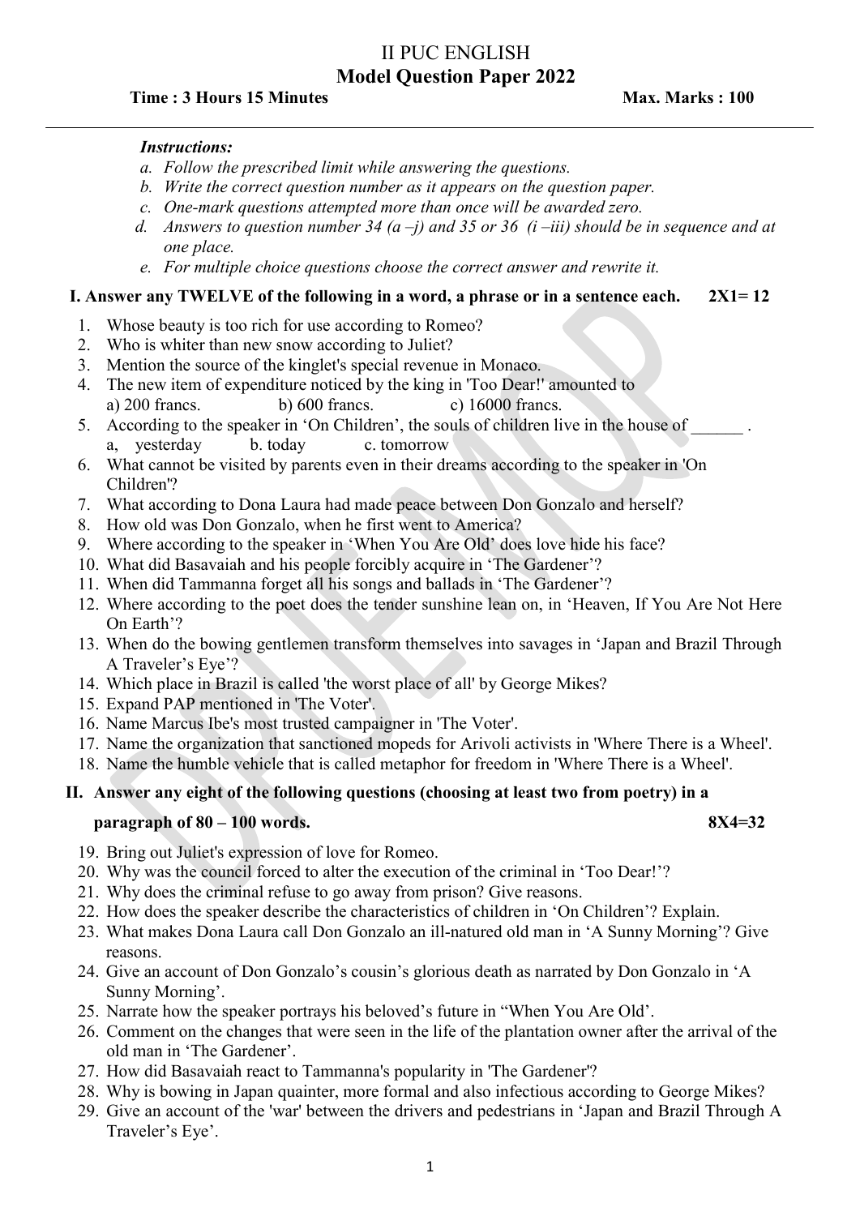# II PUC ENGLISH
## Model Question Paper 2022

**Time : 3 Hours 15 Minutes** **Max. Marks : 100**

***Instructions:***

*a. Follow the prescribed limit while answering the questions.*
*b. Write the correct question number as it appears on the question paper.*
*c. One-mark questions attempted more than once will be awarded zero.*
*d. Answers to question number 34 (a –j) and 35 or 36 (i –iii) should be in sequence and at one place.*
*e. For multiple choice questions choose the correct answer and rewrite it.*

**I. Answer any TWELVE of the following in a word, a phrase or in a sentence each. 2X1= 12**

1. Whose beauty is too rich for use according to Romeo?
2. Who is whiter than new snow according to Juliet?
3. Mention the source of the kinglet's special revenue in Monaco.
4. The new item of expenditure noticed by the king in 'Too Dear!' amounted to
   a) 200 francs. b) 600 francs. c) 16000 francs.
5. According to the speaker in 'On Children', the souls of children live in the house of ______ .
   a, yesterday b. today c. tomorrow
6. What cannot be visited by parents even in their dreams according to the speaker in 'On Children'?
7. What according to Dona Laura had made peace between Don Gonzalo and herself?
8. How old was Don Gonzalo, when he first went to America?
9. Where according to the speaker in 'When You Are Old' does love hide his face?
10. What did Basavaiah and his people forcibly acquire in 'The Gardener'?
11. When did Tammanna forget all his songs and ballads in 'The Gardener'?
12. Where according to the poet does the tender sunshine lean on, in 'Heaven, If You Are Not Here On Earth'?
13. When do the bowing gentlemen transform themselves into savages in 'Japan and Brazil Through A Traveler's Eye'?
14. Which place in Brazil is called 'the worst place of all' by George Mikes?
15. Expand PAP mentioned in 'The Voter'.
16. Name Marcus Ibe's most trusted campaigner in 'The Voter'.
17. Name the organization that sanctioned mopeds for Arivoli activists in 'Where There is a Wheel'.
18. Name the humble vehicle that is called metaphor for freedom in 'Where There is a Wheel'.

**II. Answer any eight of the following questions (choosing at least two from poetry) in a paragraph of 80 – 100 words. 8X4=32**

19. Bring out Juliet's expression of love for Romeo.
20. Why was the council forced to alter the execution of the criminal in 'Too Dear!'?
21. Why does the criminal refuse to go away from prison? Give reasons.
22. How does the speaker describe the characteristics of children in 'On Children'? Explain.
23. What makes Dona Laura call Don Gonzalo an ill-natured old man in 'A Sunny Morning'? Give reasons.
24. Give an account of Don Gonzalo's cousin's glorious death as narrated by Don Gonzalo in 'A Sunny Morning'.
25. Narrate how the speaker portrays his beloved's future in "When You Are Old'.
26. Comment on the changes that were seen in the life of the plantation owner after the arrival of the old man in 'The Gardener'.
27. How did Basavaiah react to Tammanna's popularity in 'The Gardener'?
28. Why is bowing in Japan quainter, more formal and also infectious according to George Mikes?
29. Give an account of the 'war' between the drivers and pedestrians in 'Japan and Brazil Through A Traveler's Eye'.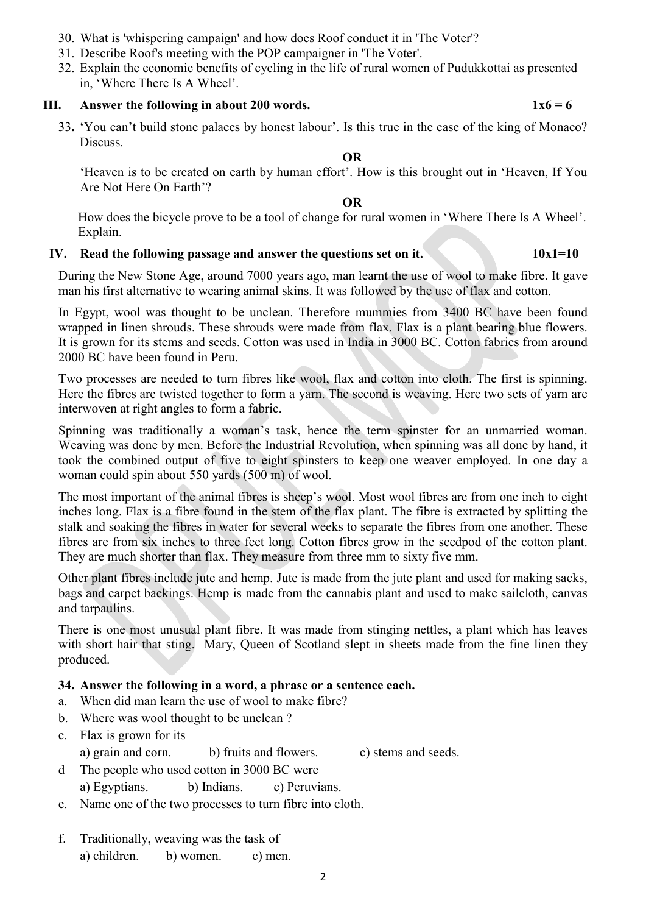30. What is 'whispering campaign' and how does Roof conduct it in 'The Voter'?
31. Describe Roof's meeting with the POP campaigner in 'The Voter'.
32. Explain the economic benefits of cycling in the life of rural women of Pudukkottai as presented in, 'Where There Is A Wheel'.

### III. Answer the following in about 200 words. 1x6 = 6

33. 'You can't build stone palaces by honest labour'. Is this true in the case of the king of Monaco? Discuss.

**OR**

'Heaven is to be created on earth by human effort'. How is this brought out in 'Heaven, If You Are Not Here On Earth'?

**OR**

How does the bicycle prove to be a tool of change for rural women in 'Where There Is A Wheel'. Explain.

### IV. Read the following passage and answer the questions set on it. 10x1=10

During the New Stone Age, around 7000 years ago, man learnt the use of wool to make fibre. It gave man his first alternative to wearing animal skins. It was followed by the use of flax and cotton.

In Egypt, wool was thought to be unclean. Therefore mummies from 3400 BC have been found wrapped in linen shrouds. These shrouds were made from flax. Flax is a plant bearing blue flowers. It is grown for its stems and seeds. Cotton was used in India in 3000 BC. Cotton fabrics from around 2000 BC have been found in Peru.

Two processes are needed to turn fibres like wool, flax and cotton into cloth. The first is spinning. Here the fibres are twisted together to form a yarn. The second is weaving. Here two sets of yarn are interwoven at right angles to form a fabric.

Spinning was traditionally a woman's task, hence the term spinster for an unmarried woman. Weaving was done by men. Before the Industrial Revolution, when spinning was all done by hand, it took the combined output of five to eight spinsters to keep one weaver employed. In one day a woman could spin about 550 yards (500 m) of wool.

The most important of the animal fibres is sheep's wool. Most wool fibres are from one inch to eight inches long. Flax is a fibre found in the stem of the flax plant. The fibre is extracted by splitting the stalk and soaking the fibres in water for several weeks to separate the fibres from one another. These fibres are from six inches to three feet long. Cotton fibres grow in the seedpod of the cotton plant. They are much shorter than flax. They measure from three mm to sixty five mm.

Other plant fibres include jute and hemp. Jute is made from the jute plant and used for making sacks, bags and carpet backings. Hemp is made from the cannabis plant and used to make sailcloth, canvas and tarpaulins.

There is one most unusual plant fibre. It was made from stinging nettles, a plant which has leaves with short hair that sting. Mary, Queen of Scotland slept in sheets made from the fine linen they produced.

**34. Answer the following in a word, a phrase or a sentence each.**

a. When did man learn the use of wool to make fibre?

b. Where was wool thought to be unclean ?

c. Flax is grown for its

a) grain and corn. b) fruits and flowers. c) stems and seeds.

d The people who used cotton in 3000 BC were

a) Egyptians. b) Indians. c) Peruvians.

e. Name one of the two processes to turn fibre into cloth.

f. Traditionally, weaving was the task of

a) children. b) women. c) men.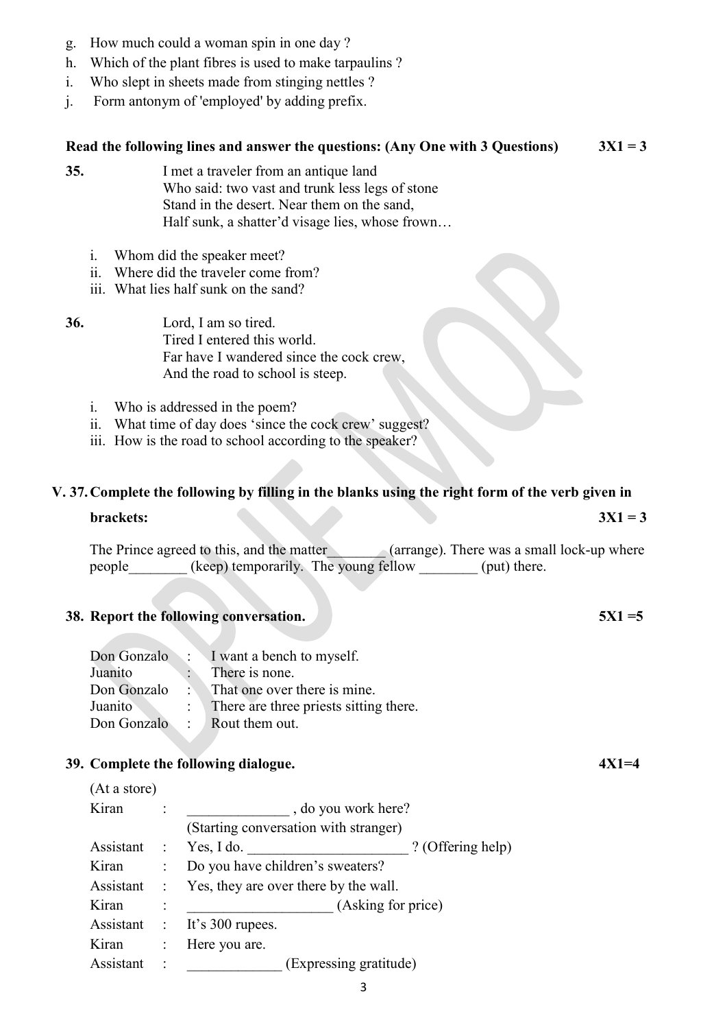g. How much could a woman spin in one day ?
h. Which of the plant fibres is used to make tarpaulins ?
i. Who slept in sheets made from stinging nettles ?
j. Form antonym of 'employed' by adding prefix.

**Read the following lines and answer the questions: (Any One with 3 Questions) 3X1 = 3**

**35.**

I met a traveler from an antique land
Who said: two vast and trunk less legs of stone
Stand in the desert. Near them on the sand,
Half sunk, a shatter'd visage lies, whose frown…

i. Whom did the speaker meet?
ii. Where did the traveler come from?
iii. What lies half sunk on the sand?

**36.**

Lord, I am so tired.
Tired I entered this world.
Far have I wandered since the cock crew,
And the road to school is steep.

i. Who is addressed in the poem?
ii. What time of day does 'since the cock crew' suggest?
iii. How is the road to school according to the speaker?

**V. 37. Complete the following by filling in the blanks using the right form of the verb given in brackets: 3X1 = 3**

The Prince agreed to this, and the matter________ (arrange). There was a small lock-up where people________ (keep) temporarily. The young fellow ________ (put) there.

**38. Report the following conversation. 5X1 =5**

Don Gonzalo : I want a bench to myself.
Juanito : There is none.
Don Gonzalo : That one over there is mine.
Juanito : There are three priests sitting there.
Don Gonzalo : Rout them out.

**39. Complete the following dialogue. 4X1=4**

(At a store)

Kiran : ______________ , do you work here?
(Starting conversation with stranger)
Assistant : Yes, I do. ______________________ ? (Offering help)
Kiran : Do you have children's sweaters?
Assistant : Yes, they are over there by the wall.
Kiran : ____________________ (Asking for price)
Assistant : It's 300 rupees.
Kiran : Here you are.
Assistant : _____________ (Expressing gratitude)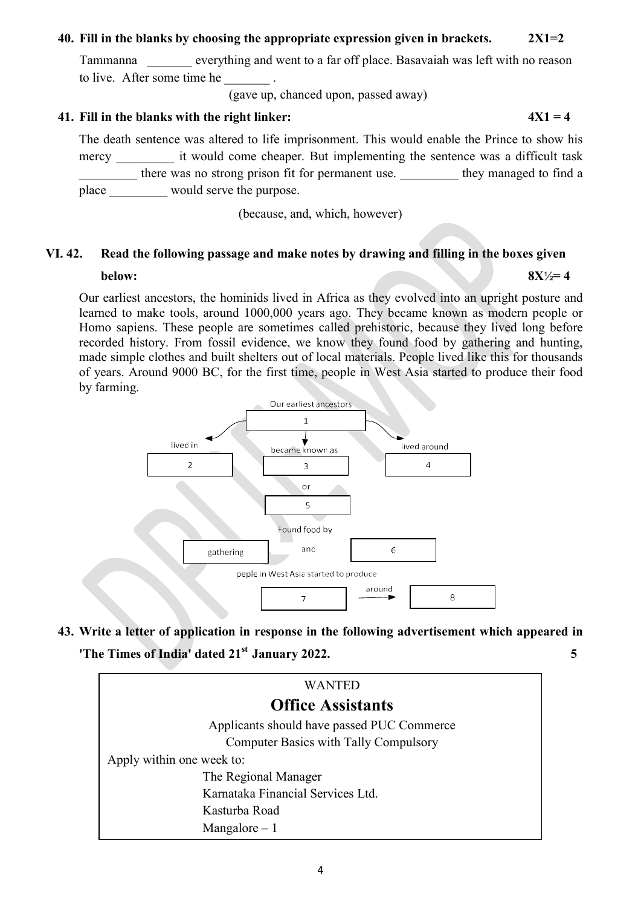**40. Fill in the blanks by choosing the appropriate expression given in brackets. 2X1=2**

Tammanna _______ everything and went to a far off place. Basavaiah was left with no reason to live. After some time he _______ .

(gave up, chanced upon, passed away)

**41. Fill in the blanks with the right linker: 4X1 = 4**

The death sentence was altered to life imprisonment. This would enable the Prince to show his mercy _________ it would come cheaper. But implementing the sentence was a difficult task _________ there was no strong prison fit for permanent use. _________ they managed to find a place _________ would serve the purpose.

(because, and, which, however)

**VI. 42. Read the following passage and make notes by drawing and filling in the boxes given below: 8X½= 4**

Our earliest ancestors, the hominids lived in Africa as they evolved into an upright posture and learned to make tools, around 1000,000 years ago. They became known as modern people or Homo sapiens. These people are sometimes called prehistoric, because they lived long before recorded history. From fossil evidence, we know they found food by gathering and hunting, made simple clothes and built shelters out of local materials. People lived like this for thousands of years. Around 9000 BC, for the first time, people in West Asia started to produce their food by farming.

Our earliest ancestors

1

lived in — 2

became known as — 3 or 5

lived around — 4

Found food by

gathering and 6

peple in West Asia started to produce

7 around 8

**43. Write a letter of application in response in the following advertisement which appeared in 'The Times of India' dated 21st January 2022. 5**

> WANTED
>
> **Office Assistants**
>
> Applicants should have passed PUC Commerce
>
> Computer Basics with Tally Compulsory
>
> Apply within one week to:
>
> The Regional Manager
> Karnataka Financial Services Ltd.
> Kasturba Road
> Mangalore – 1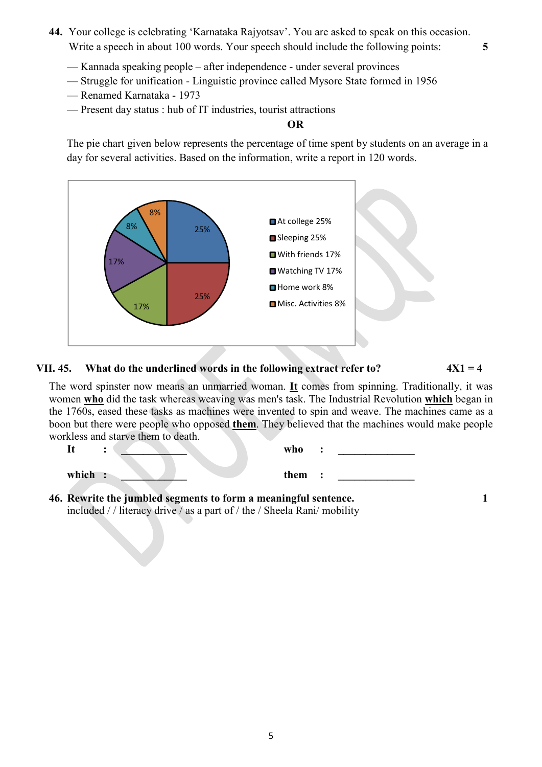**44.** Your college is celebrating 'Karnataka Rajyotsav'. You are asked to speak on this occasion. Write a speech in about 100 words. Your speech should include the following points: **5**

— Kannada speaking people – after independence - under several provinces
— Struggle for unification - Linguistic province called Mysore State formed in 1956
— Renamed Karnataka - 1973
— Present day status : hub of IT industries, tourist attractions

**OR**

The pie chart given below represents the percentage of time spent by students on an average in a day for several activities. Based on the information, write a report in 120 words.

25%
25%
17%
17%
8%
8%

At college 25%
Sleeping 25%
With friends 17%
Watching TV 17%
Home work 8%
Misc. Activities 8%

**VII. 45. What do the underlined words in the following extract refer to?** **4X1 = 4**

The word spinster now means an unmarried woman. **It** comes from spinning. Traditionally, it was women **who** did the task whereas weaving was men's task. The Industrial Revolution **which** began in the 1760s, eased these tasks as machines were invented to spin and weave. The machines came as a boon but there were people who opposed **them**. They believed that the machines would make people workless and starve them to death.

**It** : ____________ **who** : ______________

**which** : ____________ **them** : ______________

**46. Rewrite the jumbled segments to form a meaningful sentence.** **1**

included / / literacy drive / as a part of / the / Sheela Rani/ mobility